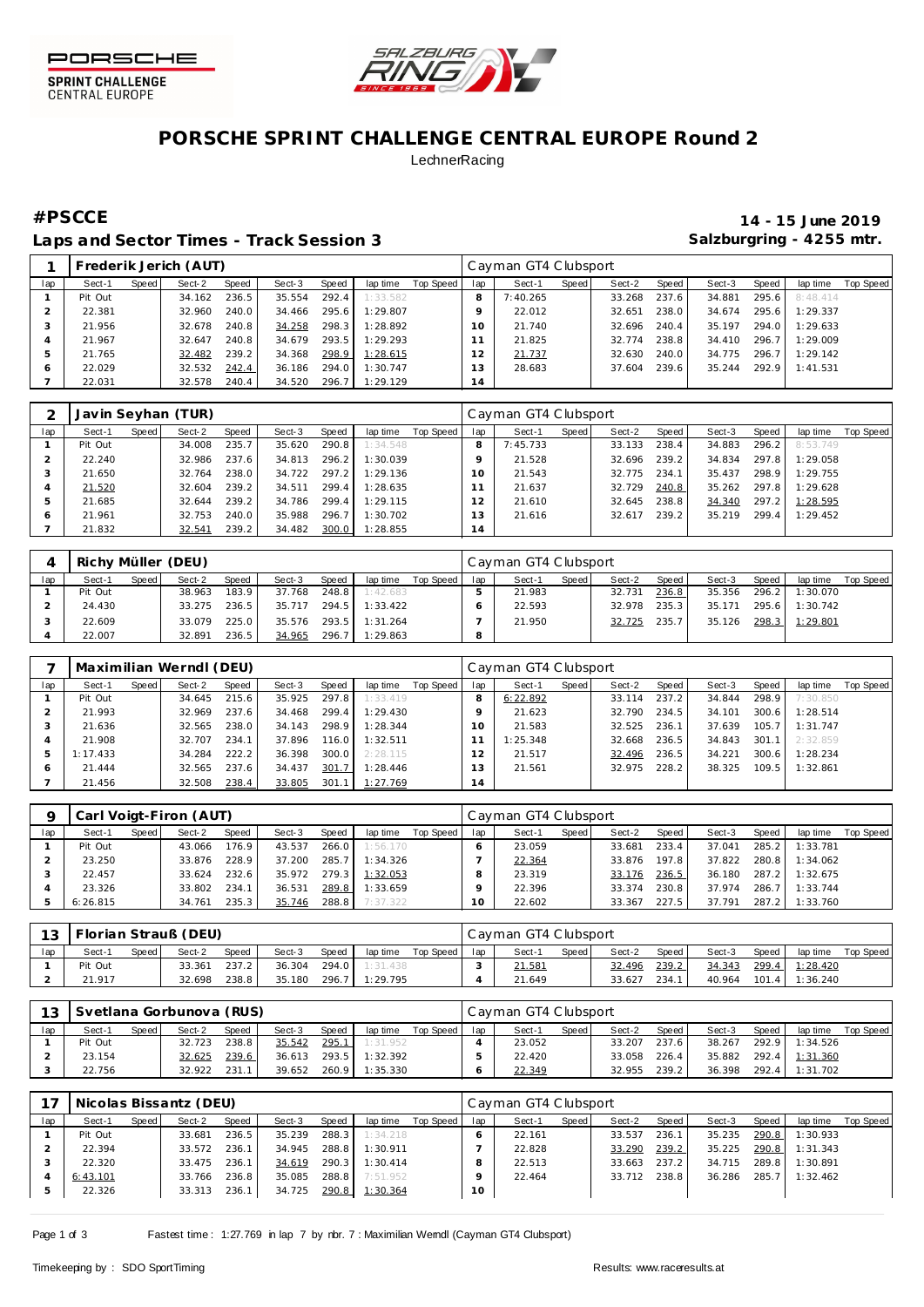# PORSCHE SPRINT CHALLENGE CENTRAL EUROPE Round 2

LechnerRacing

## #PSCCE

**14 - 15 June 2019**

### Laps and Sector Times - Track Session 3

**Salzburgring - 4255 mtr.**

| 1 | Frederik Jerich (AUT) | | | | | | | | | Cayman GT4 Clubsport | | | | | | | | |
|---|---|---|---|---|---|---|---|---|---|---|---|---|---|---|---|---|---|---|
| lap | Sect-1 | Speed | Sect-2 | Speed | Sect-3 | Speed | lap time | Top Speed | lap | Sect-1 | Speed | Sect-2 | Speed | Sect-3 | Speed | lap time | Top Speed |
| 1 | Pit Out | | 34.162 | 236.5 | 35.554 | 292.4 | 1:33.582 | | 8 | 7:40.265 | | 33.268 | 237.6 | 34.881 | 295.6 | 8:48.414 | |
| 2 | 22.381 | | 32.960 | 240.0 | 34.466 | 295.6 | 1:29.807 | | 9 | 22.012 | | 32.651 | 238.0 | 34.674 | 295.6 | 1:29.337 | |
| 3 | 21.956 | | 32.678 | 240.8 | 34.258 | 298.3 | 1:28.892 | | 10 | 21.740 | | 32.696 | 240.4 | 35.197 | 294.0 | 1:29.633 | |
| 4 | 21.967 | | 32.647 | 240.8 | 34.679 | 293.5 | 1:29.293 | | 11 | 21.825 | | 32.774 | 238.8 | 34.410 | 296.7 | 1:29.009 | |
| 5 | 21.765 | | 32.482 | 239.2 | 34.368 | 298.9 | 1:28.615 | | 12 | 21.737 | | 32.630 | 240.0 | 34.775 | 296.7 | 1:29.142 | |
| 6 | 22.029 | | 32.532 | 242.4 | 36.186 | 294.0 | 1:30.747 | | 13 | 28.683 | | 37.604 | 239.6 | 35.244 | 292.9 | 1:41.531 | |
| 7 | 22.031 | | 32.578 | 240.4 | 34.520 | 296.7 | 1:29.129 | | 14 | | | | | | | | |

| 2 | Javin Seyhan (TUR) | | | | | | | | | Cayman GT4 Clubsport | | | | | | | | |
|---|---|---|---|---|---|---|---|---|---|---|---|---|---|---|---|---|---|---|
| lap | Sect-1 | Speed | Sect-2 | Speed | Sect-3 | Speed | lap time | Top Speed | lap | Sect-1 | Speed | Sect-2 | Speed | Sect-3 | Speed | lap time | Top Speed |
| 1 | Pit Out | | 34.008 | 235.7 | 35.620 | 290.8 | 1:34.548 | | 8 | 7:45.733 | | 33.133 | 238.4 | 34.883 | 296.2 | 8:53.749 | |
| 2 | 22.240 | | 32.986 | 237.6 | 34.813 | 296.2 | 1:30.039 | | 9 | 21.528 | | 32.696 | 239.2 | 34.834 | 297.8 | 1:29.058 | |
| 3 | 21.650 | | 32.764 | 238.0 | 34.722 | 297.2 | 1:29.136 | | 10 | 21.543 | | 32.775 | 234.1 | 35.437 | 298.9 | 1:29.755 | |
| 4 | 21.520 | | 32.604 | 239.2 | 34.511 | 299.4 | 1:28.635 | | 11 | 21.637 | | 32.729 | 240.8 | 35.262 | 297.8 | 1:29.628 | |
| 5 | 21.685 | | 32.644 | 239.2 | 34.786 | 299.4 | 1:29.115 | | 12 | 21.610 | | 32.645 | 238.8 | 34.340 | 297.2 | 1:28.595 | |
| 6 | 21.961 | | 32.753 | 240.0 | 35.988 | 296.7 | 1:30.702 | | 13 | 21.616 | | 32.617 | 239.2 | 35.219 | 299.4 | 1:29.452 | |
| 7 | 21.832 | | 32.541 | 239.2 | 34.482 | 300.0 | 1:28.855 | | 14 | | | | | | | | |

| 4 | Richy Müller (DEU) | | | | | | | | | Cayman GT4 Clubsport | | | | | | | | |
|---|---|---|---|---|---|---|---|---|---|---|---|---|---|---|---|---|---|---|
| lap | Sect-1 | Speed | Sect-2 | Speed | Sect-3 | Speed | lap time | Top Speed | lap | Sect-1 | Speed | Sect-2 | Speed | Sect-3 | Speed | lap time | Top Speed |
| 1 | Pit Out | | 38.963 | 183.9 | 37.768 | 248.8 | 1:42.683 | | 5 | 21.983 | | 32.731 | 236.8 | 35.356 | 296.2 | 1:30.070 | |
| 2 | 24.430 | | 33.275 | 236.5 | 35.717 | 294.5 | 1:33.422 | | 6 | 22.593 | | 32.978 | 235.3 | 35.171 | 295.6 | 1:30.742 | |
| 3 | 22.609 | | 33.079 | 225.0 | 35.576 | 293.5 | 1:31.264 | | 7 | 21.950 | | 32.725 | 235.7 | 35.126 | 298.3 | 1:29.801 | |
| 4 | 22.007 | | 32.891 | 236.5 | 34.965 | 296.7 | 1:29.863 | | 8 | | | | | | | | |

| 7 | Maximilian Werndl (DEU) | | | | | | | | | Cayman GT4 Clubsport | | | | | | | | |
|---|---|---|---|---|---|---|---|---|---|---|---|---|---|---|---|---|---|---|
| lap | Sect-1 | Speed | Sect-2 | Speed | Sect-3 | Speed | lap time | Top Speed | lap | Sect-1 | Speed | Sect-2 | Speed | Sect-3 | Speed | lap time | Top Speed |
| 1 | Pit Out | | 34.645 | 215.6 | 35.925 | 297.8 | 1:33.419 | | 8 | 6:22.892 | | 33.114 | 237.2 | 34.844 | 298.9 | 7:30.850 | |
| 2 | 21.993 | | 32.969 | 237.6 | 34.468 | 299.4 | 1:29.430 | | 9 | 21.623 | | 32.790 | 234.5 | 34.101 | 300.6 | 1:28.514 | |
| 3 | 21.636 | | 32.565 | 238.0 | 34.143 | 298.9 | 1:28.344 | | 10 | 21.583 | | 32.525 | 236.1 | 37.639 | 105.7 | 1:31.747 | |
| 4 | 21.908 | | 32.707 | 234.1 | 37.896 | 116.0 | 1:32.511 | | 11 | 1:25.348 | | 32.668 | 236.5 | 34.843 | 301.1 | 2:32.859 | |
| 5 | 1:17.433 | | 34.284 | 222.2 | 36.398 | 300.0 | 2:28.115 | | 12 | 21.517 | | 32.496 | 236.5 | 34.221 | 300.6 | 1:28.234 | |
| 6 | 21.444 | | 32.565 | 237.6 | 34.437 | 301.7 | 1:28.446 | | 13 | 21.561 | | 32.975 | 228.2 | 38.325 | 109.5 | 1:32.861 | |
| 7 | 21.456 | | 32.508 | 238.4 | 33.805 | 301.1 | 1:27.769 | | 14 | | | | | | | | |

| 9 | Carl Voigt-Firon (AUT) | | | | | | | | | Cayman GT4 Clubsport | | | | | | | | |
|---|---|---|---|---|---|---|---|---|---|---|---|---|---|---|---|---|---|---|
| lap | Sect-1 | Speed | Sect-2 | Speed | Sect-3 | Speed | lap time | Top Speed | lap | Sect-1 | Speed | Sect-2 | Speed | Sect-3 | Speed | lap time | Top Speed |
| 1 | Pit Out | | 43.066 | 176.9 | 43.537 | 266.0 | 1:56.170 | | 6 | 23.059 | | 33.681 | 233.4 | 37.041 | 285.2 | 1:33.781 | |
| 2 | 23.250 | | 33.876 | 228.9 | 37.200 | 285.7 | 1:34.326 | | 7 | 22.364 | | 33.876 | 197.8 | 37.822 | 280.8 | 1:34.062 | |
| 3 | 22.457 | | 33.624 | 232.6 | 35.972 | 279.3 | 1:32.053 | | 8 | 23.319 | | 33.176 | 236.5 | 36.180 | 287.2 | 1:32.675 | |
| 4 | 23.326 | | 33.802 | 234.1 | 36.531 | 289.8 | 1:33.659 | | 9 | 22.396 | | 33.374 | 230.8 | 37.974 | 286.7 | 1:33.744 | |
| 5 | 6:26.815 | | 34.761 | 235.3 | 35.746 | 288.8 | 7:37.322 | | 10 | 22.602 | | 33.367 | 227.5 | 37.791 | 287.2 | 1:33.760 | |

| 13 | Florian Strauß (DEU) | | | | | | | | | Cayman GT4 Clubsport | | | | | | | | |
|---|---|---|---|---|---|---|---|---|---|---|---|---|---|---|---|---|---|---|
| lap | Sect-1 | Speed | Sect-2 | Speed | Sect-3 | Speed | lap time | Top Speed | lap | Sect-1 | Speed | Sect-2 | Speed | Sect-3 | Speed | lap time | Top Speed |
| 1 | Pit Out | | 33.361 | 237.2 | 36.304 | 294.0 | 1:31.438 | | 3 | 21.581 | | 32.496 | 239.2 | 34.343 | 299.4 | 1:28.420 | |
| 2 | 21.917 | | 32.698 | 238.8 | 35.180 | 296.7 | 1:29.795 | | 4 | 21.649 | | 33.627 | 234.1 | 40.964 | 101.4 | 1:36.240 | |

| 13 | Svetlana Gorbunova (RUS) | | | | | | | | | Cayman GT4 Clubsport | | | | | | | | |
|---|---|---|---|---|---|---|---|---|---|---|---|---|---|---|---|---|---|---|
| lap | Sect-1 | Speed | Sect-2 | Speed | Sect-3 | Speed | lap time | Top Speed | lap | Sect-1 | Speed | Sect-2 | Speed | Sect-3 | Speed | lap time | Top Speed |
| 1 | Pit Out | | 32.723 | 238.8 | 35.542 | 295.1 | 1:31.952 | | 4 | 23.052 | | 33.207 | 237.6 | 38.267 | 292.9 | 1:34.526 | |
| 2 | 23.154 | | 32.625 | 239.6 | 36.613 | 293.5 | 1:32.392 | | 5 | 22.420 | | 33.058 | 226.4 | 35.882 | 292.4 | 1:31.360 | |
| 3 | 22.756 | | 32.922 | 231.1 | 39.652 | 260.9 | 1:35.330 | | 6 | 22.349 | | 32.955 | 239.2 | 36.398 | 292.4 | 1:31.702 | |

| 17 | Nicolas Bissantz (DEU) | | | | | | | | | Cayman GT4 Clubsport | | | | | | | | |
|---|---|---|---|---|---|---|---|---|---|---|---|---|---|---|---|---|---|---|
| lap | Sect-1 | Speed | Sect-2 | Speed | Sect-3 | Speed | lap time | Top Speed | lap | Sect-1 | Speed | Sect-2 | Speed | Sect-3 | Speed | lap time | Top Speed |
| 1 | Pit Out | | 33.681 | 236.5 | 35.239 | 288.3 | 1:34.218 | | 6 | 22.161 | | 33.537 | 236.1 | 35.235 | 290.8 | 1:30.933 | |
| 2 | 22.394 | | 33.572 | 236.1 | 34.945 | 288.8 | 1:30.911 | | 7 | 22.828 | | 33.290 | 239.2 | 35.225 | 290.8 | 1:31.343 | |
| 3 | 22.320 | | 33.475 | 236.1 | 34.619 | 290.3 | 1:30.414 | | 8 | 22.513 | | 33.663 | 237.2 | 34.715 | 289.8 | 1:30.891 | |
| 4 | 6:43.101 | | 33.766 | 236.8 | 35.085 | 288.8 | 7:51.952 | | 9 | 22.464 | | 33.712 | 238.8 | 36.286 | 285.7 | 1:32.462 | |
| 5 | 22.326 | | 33.313 | 236.1 | 34.725 | 290.8 | 1:30.364 | | 10 | | | | | | | | |

Fastest time : 1:27.769 in lap 7 by nbr. 7 : Maximilian Werndl (Cayman GT4 Clubsport)

Timekeeping by : SDO SportTiming

Results: www.raceresults.at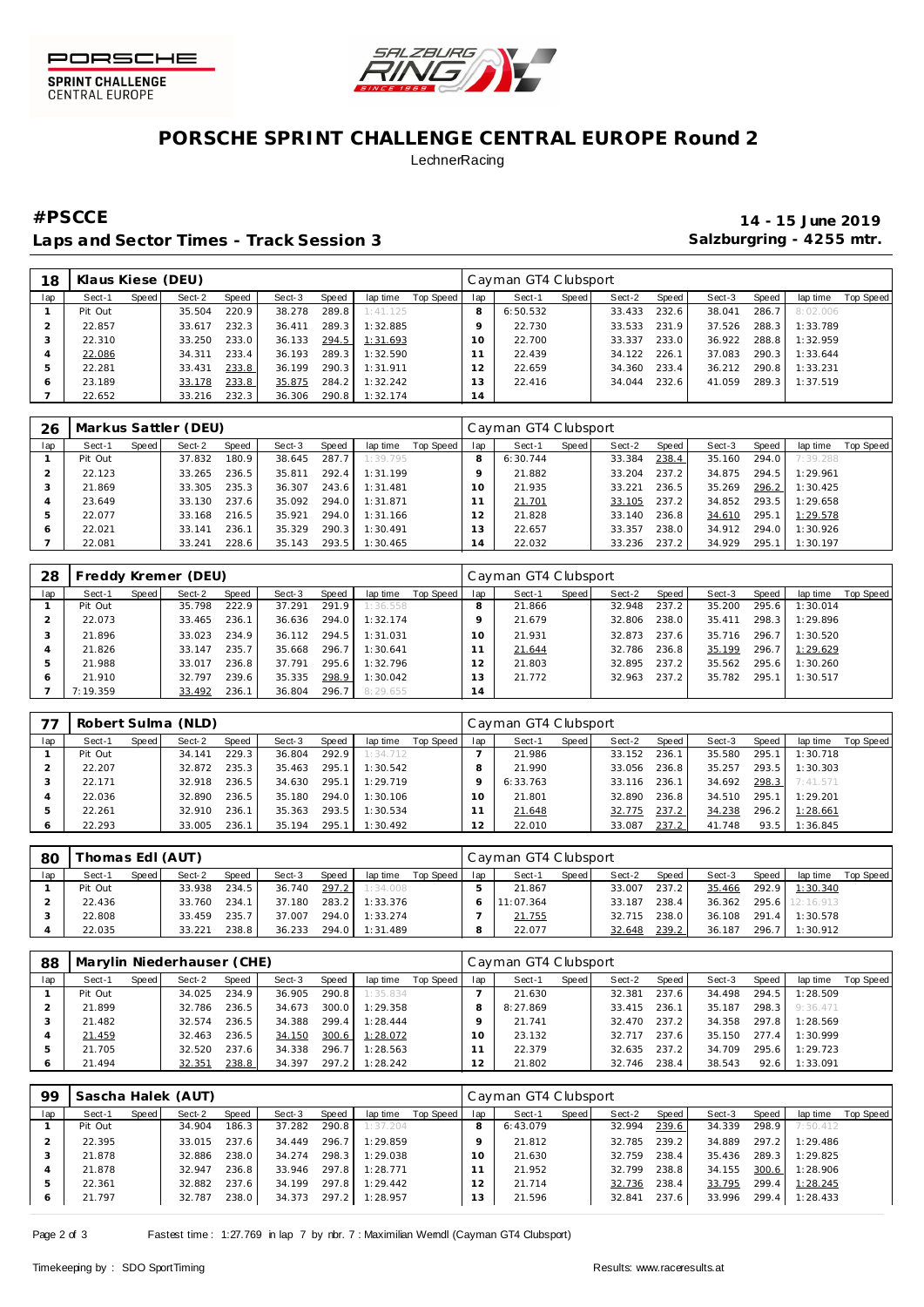# PORSCHE SPRINT CHALLENGE CENTRAL EUROPE Round 2

LechnerRacing

## #PSCCE

**14 - 15 June 2019**

**Laps and Sector Times - Track Session 3**

**Salzburgring - 4255 mtr.**

| 18 | Klaus Kiese (DEU) | | | | | | | | | Cayman GT4 Clubsport | | | | | | | | |
|---|---|---|---|---|---|---|---|---|---|---|---|---|---|---|---|---|---|---|
| lap | Sect-1 | Speed | Sect-2 | Speed | Sect-3 | Speed | lap time | Top Speed | lap | Sect-1 | Speed | Sect-2 | Speed | Sect-3 | Speed | lap time | Top Speed |
| 1 | Pit Out | | 35.504 | 220.9 | 38.278 | 289.8 | 1:41.125 | | 8 | 6:50.532 | | 33.433 | 232.6 | 38.041 | 286.7 | 8:02.006 | |
| 2 | 22.857 | | 33.617 | 232.3 | 36.411 | 289.3 | 1:32.885 | | 9 | 22.730 | | 33.533 | 231.9 | 37.526 | 288.3 | 1:33.789 | |
| 3 | 22.310 | | 33.250 | 233.0 | 36.133 | 294.5 | 1:31.693 | | 10 | 22.700 | | 33.337 | 233.0 | 36.922 | 288.8 | 1:32.959 | |
| 4 | 22.086 | | 34.311 | 233.4 | 36.193 | 289.3 | 1:32.590 | | 11 | 22.439 | | 34.122 | 226.1 | 37.083 | 290.3 | 1:33.644 | |
| 5 | 22.281 | | 33.431 | 233.8 | 36.199 | 290.3 | 1:31.911 | | 12 | 22.659 | | 34.360 | 233.4 | 36.212 | 290.8 | 1:33.231 | |
| 6 | 23.189 | | 33.178 | 233.8 | 35.875 | 284.2 | 1:32.242 | | 13 | 22.416 | | 34.044 | 232.6 | 41.059 | 289.3 | 1:37.519 | |
| 7 | 22.652 | | 33.216 | 232.3 | 36.306 | 290.8 | 1:32.174 | | 14 | | | | | | | | |

| 26 | Markus Sattler (DEU) | | | | | | | | | Cayman GT4 Clubsport | | | | | | | | |
|---|---|---|---|---|---|---|---|---|---|---|---|---|---|---|---|---|---|---|
| lap | Sect-1 | Speed | Sect-2 | Speed | Sect-3 | Speed | lap time | Top Speed | lap | Sect-1 | Speed | Sect-2 | Speed | Sect-3 | Speed | lap time | Top Speed |
| 1 | Pit Out | | 37.832 | 180.9 | 38.645 | 287.7 | 1:39.795 | | 8 | 6:30.744 | | 33.384 | 238.4 | 35.160 | 294.0 | 7:39.288 | |
| 2 | 22.123 | | 33.265 | 236.5 | 35.811 | 292.4 | 1:31.199 | | 9 | 21.882 | | 33.204 | 237.2 | 34.875 | 294.5 | 1:29.961 | |
| 3 | 21.869 | | 33.305 | 235.3 | 36.307 | 243.6 | 1:31.481 | | 10 | 21.935 | | 33.221 | 236.5 | 35.269 | 296.2 | 1:30.425 | |
| 4 | 23.649 | | 33.130 | 237.6 | 35.092 | 294.0 | 1:31.871 | | 11 | 21.701 | | 33.105 | 237.2 | 34.852 | 293.5 | 1:29.658 | |
| 5 | 22.077 | | 33.168 | 216.5 | 35.921 | 294.0 | 1:31.166 | | 12 | 21.828 | | 33.140 | 236.8 | 34.610 | 295.1 | 1:29.578 | |
| 6 | 22.021 | | 33.141 | 236.1 | 35.329 | 290.3 | 1:30.491 | | 13 | 22.657 | | 33.357 | 238.0 | 34.912 | 294.0 | 1:30.926 | |
| 7 | 22.081 | | 33.241 | 228.6 | 35.143 | 293.5 | 1:30.465 | | 14 | 22.032 | | 33.236 | 237.2 | 34.929 | 295.1 | 1:30.197 | |

| 28 | Freddy Kremer (DEU) | | | | | | | | | Cayman GT4 Clubsport | | | | | | | | |
|---|---|---|---|---|---|---|---|---|---|---|---|---|---|---|---|---|---|---|
| lap | Sect-1 | Speed | Sect-2 | Speed | Sect-3 | Speed | lap time | Top Speed | lap | Sect-1 | Speed | Sect-2 | Speed | Sect-3 | Speed | lap time | Top Speed |
| 1 | Pit Out | | 35.798 | 222.9 | 37.291 | 291.9 | 1:36.558 | | 8 | 21.866 | | 32.948 | 237.2 | 35.200 | 295.6 | 1:30.014 | |
| 2 | 22.073 | | 33.465 | 236.1 | 36.636 | 294.0 | 1:32.174 | | 9 | 21.679 | | 32.806 | 238.0 | 35.411 | 298.3 | 1:29.896 | |
| 3 | 21.896 | | 33.023 | 234.9 | 36.112 | 294.5 | 1:31.031 | | 10 | 21.931 | | 32.873 | 237.6 | 35.716 | 296.7 | 1:30.520 | |
| 4 | 21.826 | | 33.147 | 235.7 | 35.668 | 296.7 | 1:30.641 | | 11 | 21.644 | | 32.786 | 236.8 | 35.199 | 296.7 | 1:29.629 | |
| 5 | 21.988 | | 33.017 | 236.8 | 37.791 | 295.6 | 1:32.796 | | 12 | 21.803 | | 32.895 | 237.2 | 35.562 | 295.6 | 1:30.260 | |
| 6 | 21.910 | | 32.797 | 239.6 | 35.335 | 298.9 | 1:30.042 | | 13 | 21.772 | | 32.963 | 237.2 | 35.782 | 295.1 | 1:30.517 | |
| 7 | 7:19.359 | | 33.492 | 236.1 | 36.804 | 296.7 | 8:29.655 | | 14 | | | | | | | | |

| 77 | Robert Sulma (NLD) | | | | | | | | | Cayman GT4 Clubsport | | | | | | | | |
|---|---|---|---|---|---|---|---|---|---|---|---|---|---|---|---|---|---|---|
| lap | Sect-1 | Speed | Sect-2 | Speed | Sect-3 | Speed | lap time | Top Speed | lap | Sect-1 | Speed | Sect-2 | Speed | Sect-3 | Speed | lap time | Top Speed |
| 1 | Pit Out | | 34.141 | 229.3 | 36.804 | 292.9 | 1:34.712 | | 7 | 21.986 | | 33.152 | 236.1 | 35.580 | 295.1 | 1:30.718 | |
| 2 | 22.207 | | 32.872 | 235.3 | 35.463 | 295.1 | 1:30.542 | | 8 | 21.990 | | 33.056 | 236.8 | 35.257 | 293.5 | 1:30.303 | |
| 3 | 22.171 | | 32.918 | 236.5 | 34.630 | 295.1 | 1:29.719 | | 9 | 6:33.763 | | 33.116 | 236.1 | 34.692 | 298.3 | 7:41.571 | |
| 4 | 22.036 | | 32.890 | 236.5 | 35.180 | 294.0 | 1:30.106 | | 10 | 21.801 | | 32.890 | 236.8 | 34.510 | 295.1 | 1:29.201 | |
| 5 | 22.261 | | 32.910 | 236.1 | 35.363 | 293.5 | 1:30.534 | | 11 | 21.648 | | 32.775 | 237.2 | 34.238 | 296.2 | 1:28.661 | |
| 6 | 22.293 | | 33.005 | 236.1 | 35.194 | 295.1 | 1:30.492 | | 12 | 22.010 | | 33.087 | 237.2 | 41.748 | 93.5 | 1:36.845 | |

| 80 | Thomas Edl (AUT) | | | | | | | | | Cayman GT4 Clubsport | | | | | | | | |
|---|---|---|---|---|---|---|---|---|---|---|---|---|---|---|---|---|---|---|
| lap | Sect-1 | Speed | Sect-2 | Speed | Sect-3 | Speed | lap time | Top Speed | lap | Sect-1 | Speed | Sect-2 | Speed | Sect-3 | Speed | lap time | Top Speed |
| 1 | Pit Out | | 33.938 | 234.5 | 36.740 | 297.2 | 1:34.008 | | 5 | 21.867 | | 33.007 | 237.2 | 35.466 | 292.9 | 1:30.340 | |
| 2 | 22.436 | | 33.760 | 234.1 | 37.180 | 283.2 | 1:33.376 | | 6 | 11:07.364 | | 33.187 | 238.4 | 36.362 | 295.6 | 12:16.913 | |
| 3 | 22.808 | | 33.459 | 235.7 | 37.007 | 294.0 | 1:33.274 | | 7 | 21.755 | | 32.715 | 238.0 | 36.108 | 291.4 | 1:30.578 | |
| 4 | 22.035 | | 33.221 | 238.8 | 36.233 | 294.0 | 1:31.489 | | 8 | 22.077 | | 32.648 | 239.2 | 36.187 | 296.7 | 1:30.912 | |

| 88 | Marylin Niederhauser (CHE) | | | | | | | | | Cayman GT4 Clubsport | | | | | | | | |
|---|---|---|---|---|---|---|---|---|---|---|---|---|---|---|---|---|---|---|
| lap | Sect-1 | Speed | Sect-2 | Speed | Sect-3 | Speed | lap time | Top Speed | lap | Sect-1 | Speed | Sect-2 | Speed | Sect-3 | Speed | lap time | Top Speed |
| 1 | Pit Out | | 34.025 | 234.9 | 36.905 | 290.8 | 1:35.834 | | 7 | 21.630 | | 32.381 | 237.6 | 34.498 | 294.5 | 1:28.509 | |
| 2 | 21.899 | | 32.786 | 236.5 | 34.673 | 300.0 | 1:29.358 | | 8 | 8:27.869 | | 33.415 | 236.1 | 35.187 | 298.3 | 9:36.471 | |
| 3 | 21.482 | | 32.574 | 236.5 | 34.388 | 299.4 | 1:28.444 | | 9 | 21.741 | | 32.470 | 237.2 | 34.358 | 297.8 | 1:28.569 | |
| 4 | 21.459 | | 32.463 | 236.5 | 34.150 | 300.6 | 1:28.072 | | 10 | 23.132 | | 32.717 | 237.6 | 35.150 | 277.4 | 1:30.999 | |
| 5 | 21.705 | | 32.520 | 237.6 | 34.338 | 296.7 | 1:28.563 | | 11 | 22.379 | | 32.635 | 237.2 | 34.709 | 295.6 | 1:29.723 | |
| 6 | 21.494 | | 32.351 | 238.8 | 34.397 | 297.2 | 1:28.242 | | 12 | 21.802 | | 32.746 | 238.4 | 38.543 | 92.6 | 1:33.091 | |

| 99 | Sascha Halek (AUT) | | | | | | | | | Cayman GT4 Clubsport | | | | | | | | |
|---|---|---|---|---|---|---|---|---|---|---|---|---|---|---|---|---|---|---|
| lap | Sect-1 | Speed | Sect-2 | Speed | Sect-3 | Speed | lap time | Top Speed | lap | Sect-1 | Speed | Sect-2 | Speed | Sect-3 | Speed | lap time | Top Speed |
| 1 | Pit Out | | 34.904 | 186.3 | 37.282 | 290.8 | 1:37.204 | | 8 | 6:43.079 | | 32.994 | 239.6 | 34.339 | 298.9 | 7:50.412 | |
| 2 | 22.395 | | 33.015 | 237.6 | 34.449 | 296.7 | 1:29.859 | | 9 | 21.812 | | 32.785 | 239.2 | 34.889 | 297.2 | 1:29.486 | |
| 3 | 21.878 | | 32.886 | 238.0 | 34.274 | 298.3 | 1:29.038 | | 10 | 21.630 | | 32.759 | 238.4 | 35.436 | 289.3 | 1:29.825 | |
| 4 | 21.878 | | 32.947 | 236.8 | 33.946 | 297.8 | 1:28.771 | | 11 | 21.952 | | 32.799 | 238.8 | 34.155 | 300.6 | 1:28.906 | |
| 5 | 22.361 | | 32.882 | 237.6 | 34.199 | 297.8 | 1:29.442 | | 12 | 21.714 | | 32.736 | 238.4 | 33.795 | 299.4 | 1:28.245 | |
| 6 | 21.797 | | 32.787 | 238.0 | 34.373 | 297.2 | 1:28.957 | | 13 | 21.596 | | 32.841 | 237.6 | 33.996 | 299.4 | 1:28.433 | |

Fastest time : 1:27.769 in lap 7 by nbr. 7 : Maximilian Wemdl (Cayman GT4 Clubsport)

Timekeeping by : SDO SportTiming

Results: www.raceresults.at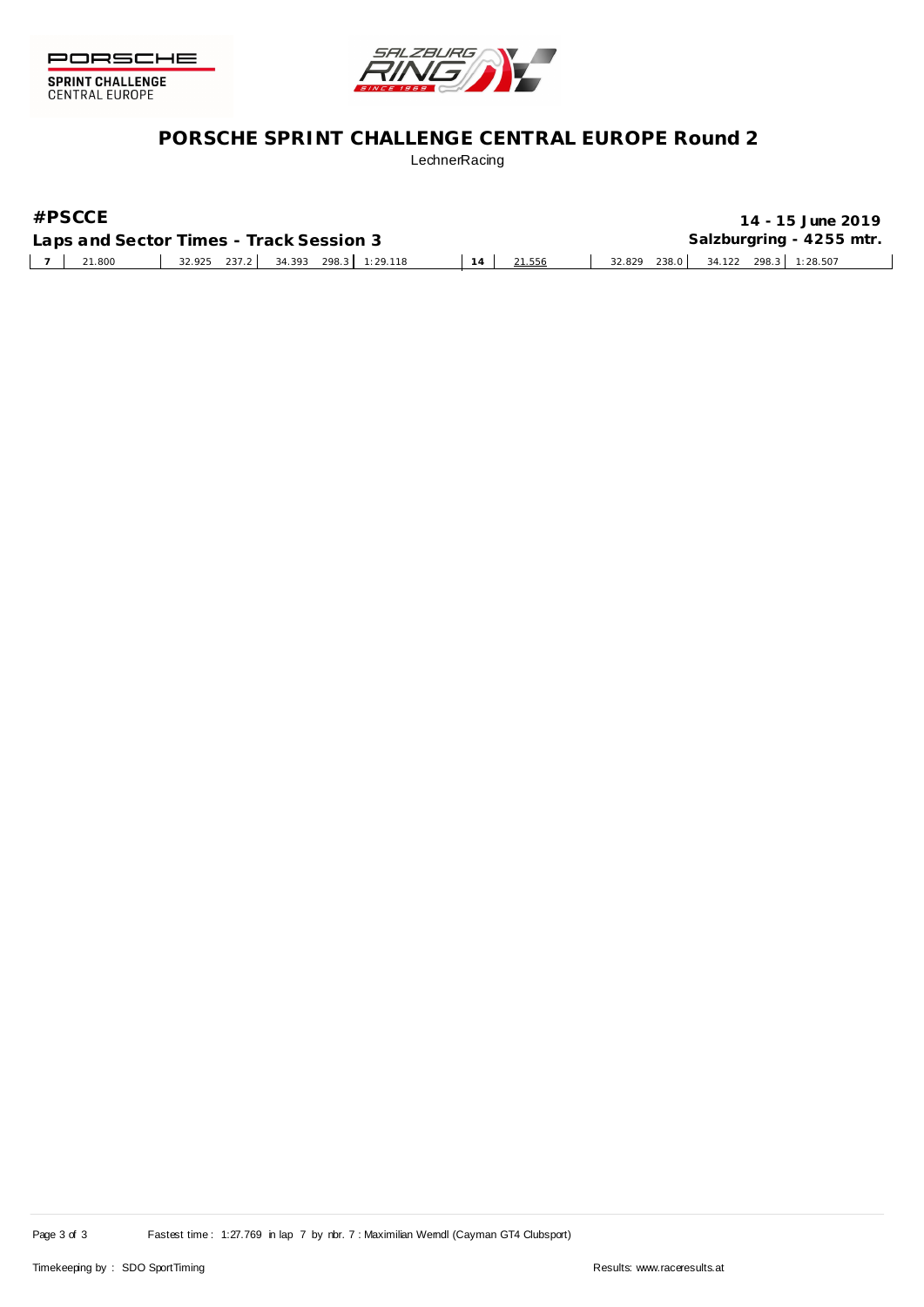# PORSCHE SPRINT CHALLENGE CENTRAL EUROPE Round 2

LechnerRacing

**#PSCCE**

**14 - 15 June 2019**

**Laps and Sector Times - Track Session 3**

**Salzburgring - 4255 mtr.**

| | | | | | | | | | | | | | | |
|---|---|---|---|---|---|---|---|---|---|---|---|---|---|---|
| 7 | 21.800 | 32.925 | 237.2 | 34.393 | 298.3 | 1:29.118 | | 14 | 21.556 | 32.829 | 238.0 | 34.122 | 298.3 | 1:28.507 |

Fastest time : 1:27.769 in lap 7 by nbr. 7 : Maximilian Wendl (Cayman GT4 Clubsport)

Timekeeping by : SDO SportTiming

Results: www.raceresults.at